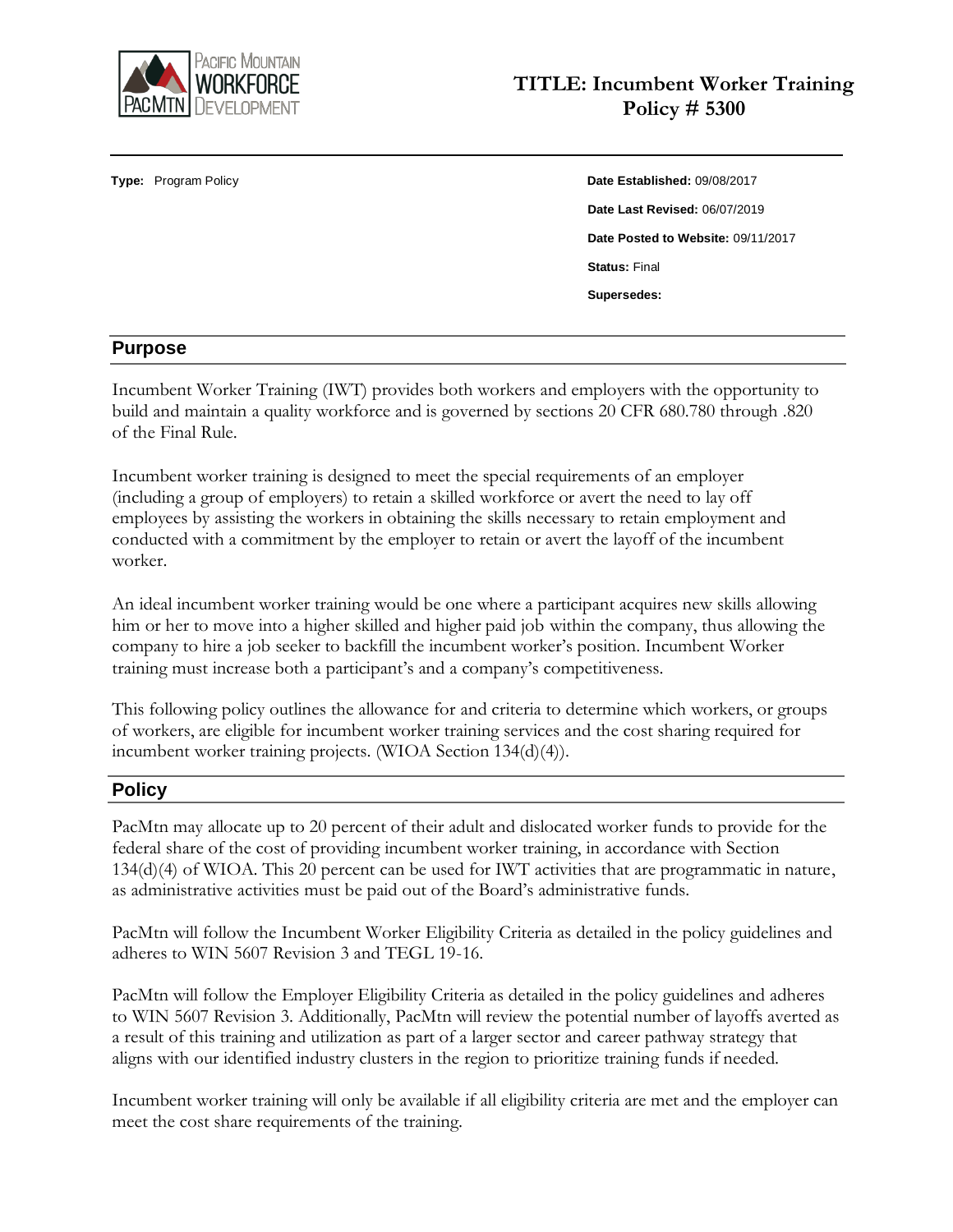# TITLE: Incumbent Worker Training Policy # 5300

**Type:** Program Policy

**Date Established:** 09/08/2017

**Date Last Revised:** 06/07/2019

**Date Posted to Website:** 09/11/2017

**Status:** Final

**Supersedes:**

## Purpose

Incumbent Worker Training (IWT) provides both workers and employers with the opportunity to build and maintain a quality workforce and is governed by sections 20 CFR 680.780 through .820 of the Final Rule.

Incumbent worker training is designed to meet the special requirements of an employer (including a group of employers) to retain a skilled workforce or avert the need to lay off employees by assisting the workers in obtaining the skills necessary to retain employment and conducted with a commitment by the employer to retain or avert the layoff of the incumbent worker.

An ideal incumbent worker training would be one where a participant acquires new skills allowing him or her to move into a higher skilled and higher paid job within the company, thus allowing the company to hire a job seeker to backfill the incumbent worker's position. Incumbent Worker training must increase both a participant's and a company's competitiveness.

This following policy outlines the allowance for and criteria to determine which workers, or groups of workers, are eligible for incumbent worker training services and the cost sharing required for incumbent worker training projects. (WIOA Section 134(d)(4)).

## Policy

PacMtn may allocate up to 20 percent of their adult and dislocated worker funds to provide for the federal share of the cost of providing incumbent worker training, in accordance with Section 134(d)(4) of WIOA. This 20 percent can be used for IWT activities that are programmatic in nature, as administrative activities must be paid out of the Board's administrative funds.

PacMtn will follow the Incumbent Worker Eligibility Criteria as detailed in the policy guidelines and adheres to WIN 5607 Revision 3 and TEGL 19-16.

PacMtn will follow the Employer Eligibility Criteria as detailed in the policy guidelines and adheres to WIN 5607 Revision 3. Additionally, PacMtn will review the potential number of layoffs averted as a result of this training and utilization as part of a larger sector and career pathway strategy that aligns with our identified industry clusters in the region to prioritize training funds if needed.

Incumbent worker training will only be available if all eligibility criteria are met and the employer can meet the cost share requirements of the training.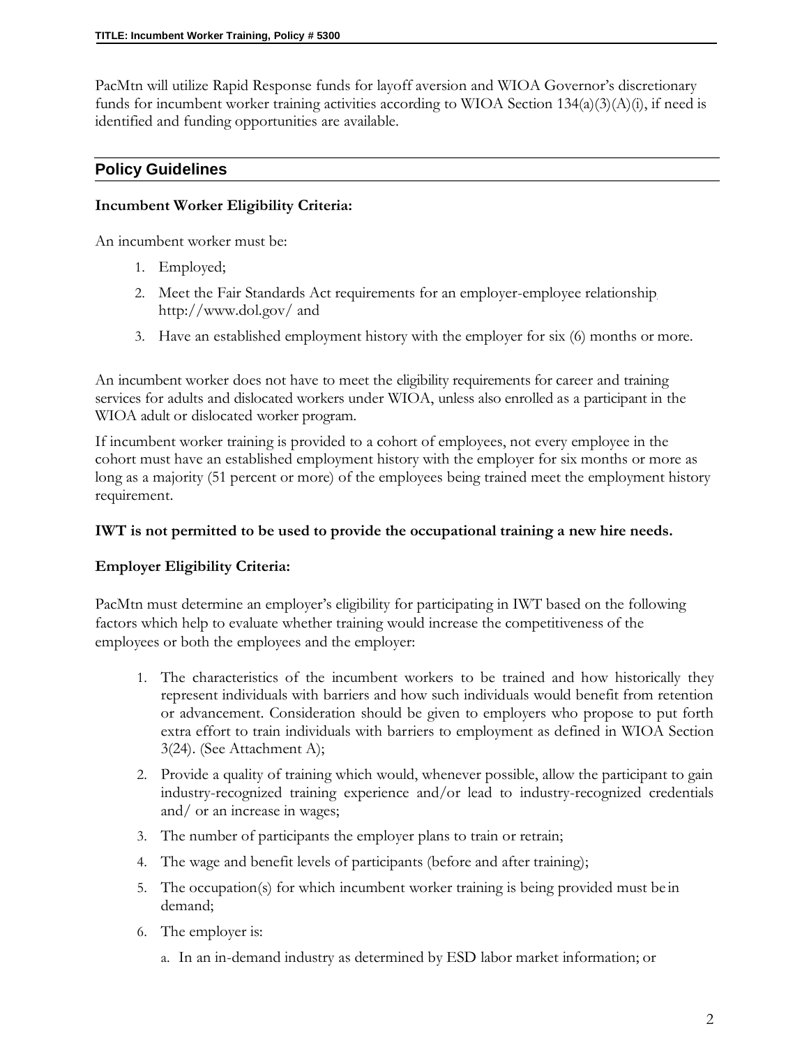PacMtn will utilize Rapid Response funds for layoff aversion and WIOA Governor's discretionary funds for incumbent worker training activities according to WIOA Section 134(a)(3)(A)(i), if need is identified and funding opportunities are available.

## Policy Guidelines

**Incumbent Worker Eligibility Criteria:**

An incumbent worker must be:

1. Employed;
2. Meet the Fair Standards Act requirements for an employer-employee relationship http://www.dol.gov/ and
3. Have an established employment history with the employer for six (6) months or more.

An incumbent worker does not have to meet the eligibility requirements for career and training services for adults and dislocated workers under WIOA, unless also enrolled as a participant in the WIOA adult or dislocated worker program.

If incumbent worker training is provided to a cohort of employees, not every employee in the cohort must have an established employment history with the employer for six months or more as long as a majority (51 percent or more) of the employees being trained meet the employment history requirement.

**IWT is not permitted to be used to provide the occupational training a new hire needs.**

**Employer Eligibility Criteria:**

PacMtn must determine an employer's eligibility for participating in IWT based on the following factors which help to evaluate whether training would increase the competitiveness of the employees or both the employees and the employer:

1. The characteristics of the incumbent workers to be trained and how historically they represent individuals with barriers and how such individuals would benefit from retention or advancement. Consideration should be given to employers who propose to put forth extra effort to train individuals with barriers to employment as defined in WIOA Section 3(24). (See Attachment A);
2. Provide a quality of training which would, whenever possible, allow the participant to gain industry-recognized training experience and/or lead to industry-recognized credentials and/ or an increase in wages;
3. The number of participants the employer plans to train or retrain;
4. The wage and benefit levels of participants (before and after training);
5. The occupation(s) for which incumbent worker training is being provided must be in demand;
6. The employer is:
   a. In an in-demand industry as determined by ESD labor market information; or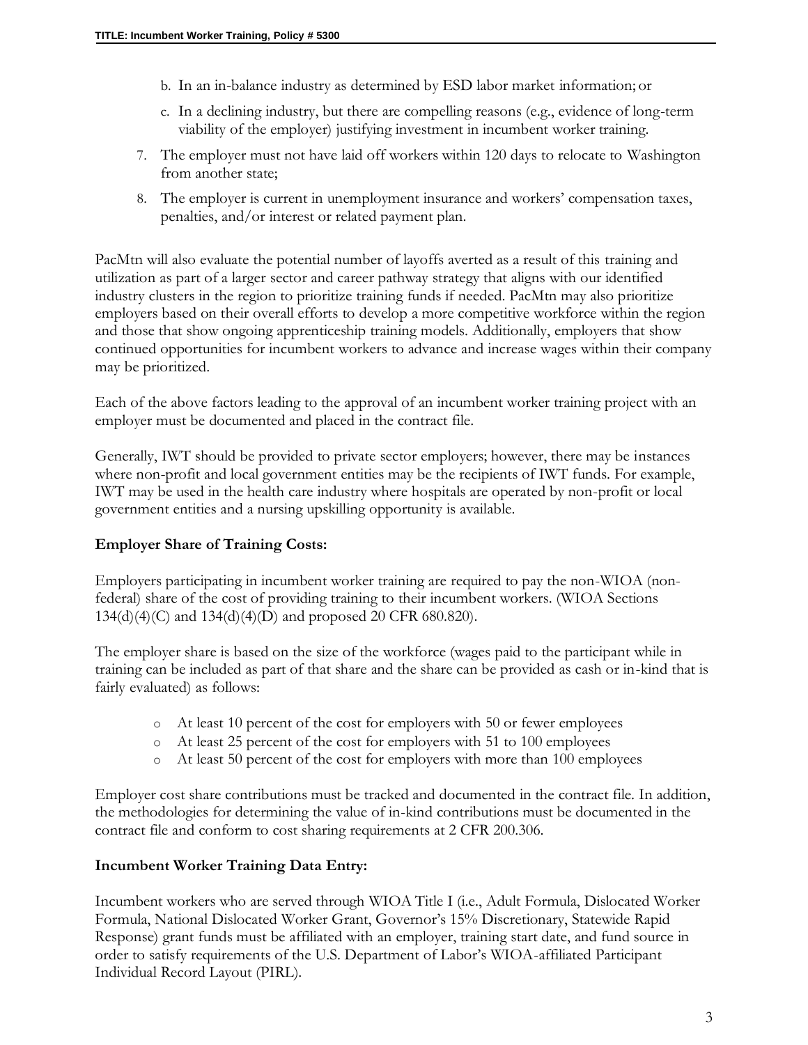b. In an in-balance industry as determined by ESD labor market information; or

   c. In a declining industry, but there are compelling reasons (e.g., evidence of long-term viability of the employer) justifying investment in incumbent worker training.

7. The employer must not have laid off workers within 120 days to relocate to Washington from another state;

8. The employer is current in unemployment insurance and workers' compensation taxes, penalties, and/or interest or related payment plan.

PacMtn will also evaluate the potential number of layoffs averted as a result of this training and utilization as part of a larger sector and career pathway strategy that aligns with our identified industry clusters in the region to prioritize training funds if needed. PacMtn may also prioritize employers based on their overall efforts to develop a more competitive workforce within the region and those that show ongoing apprenticeship training models. Additionally, employers that show continued opportunities for incumbent workers to advance and increase wages within their company may be prioritized.

Each of the above factors leading to the approval of an incumbent worker training project with an employer must be documented and placed in the contract file.

Generally, IWT should be provided to private sector employers; however, there may be instances where non-profit and local government entities may be the recipients of IWT funds. For example, IWT may be used in the health care industry where hospitals are operated by non-profit or local government entities and a nursing upskilling opportunity is available.

**Employer Share of Training Costs:**

Employers participating in incumbent worker training are required to pay the non-WIOA (non-federal) share of the cost of providing training to their incumbent workers. (WIOA Sections 134(d)(4)(C) and 134(d)(4)(D) and proposed 20 CFR 680.820).

The employer share is based on the size of the workforce (wages paid to the participant while in training can be included as part of that share and the share can be provided as cash or in-kind that is fairly evaluated) as follows:

- At least 10 percent of the cost for employers with 50 or fewer employees
- At least 25 percent of the cost for employers with 51 to 100 employees
- At least 50 percent of the cost for employers with more than 100 employees

Employer cost share contributions must be tracked and documented in the contract file. In addition, the methodologies for determining the value of in-kind contributions must be documented in the contract file and conform to cost sharing requirements at 2 CFR 200.306.

**Incumbent Worker Training Data Entry:**

Incumbent workers who are served through WIOA Title I (i.e., Adult Formula, Dislocated Worker Formula, National Dislocated Worker Grant, Governor's 15% Discretionary, Statewide Rapid Response) grant funds must be affiliated with an employer, training start date, and fund source in order to satisfy requirements of the U.S. Department of Labor's WIOA-affiliated Participant Individual Record Layout (PIRL).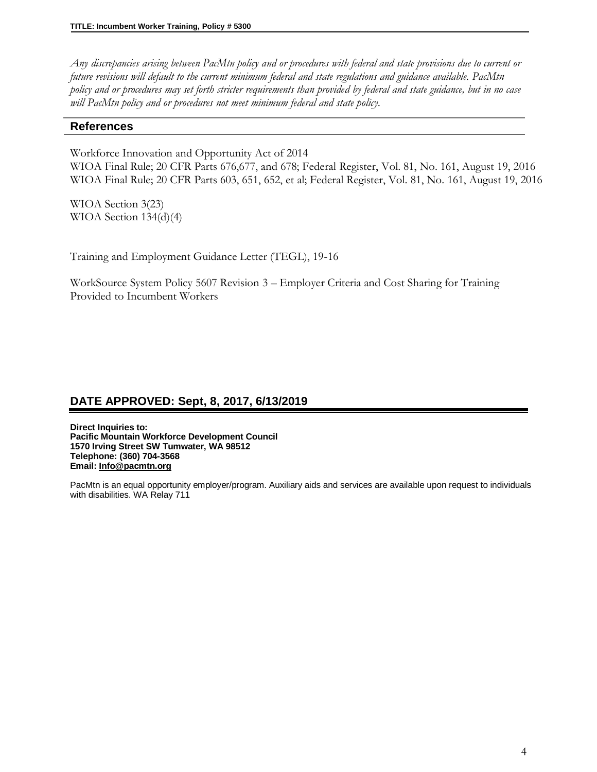*Any discrepancies arising between PacMtn policy and or procedures with federal and state provisions due to current or future revisions will default to the current minimum federal and state regulations and guidance available. PacMtn policy and or procedures may set forth stricter requirements than provided by federal and state guidance, but in no case will PacMtn policy and or procedures not meet minimum federal and state policy.*

## References

Workforce Innovation and Opportunity Act of 2014
WIOA Final Rule; 20 CFR Parts 676,677, and 678; Federal Register, Vol. 81, No. 161, August 19, 2016
WIOA Final Rule; 20 CFR Parts 603, 651, 652, et al; Federal Register, Vol. 81, No. 161, August 19, 2016

WIOA Section 3(23)
WIOA Section 134(d)(4)

Training and Employment Guidance Letter (TEGL), 19-16

WorkSource System Policy 5607 Revision 3 – Employer Criteria and Cost Sharing for Training Provided to Incumbent Workers

## DATE APPROVED: Sept, 8, 2017, 6/13/2019

**Direct Inquiries to:**
**Pacific Mountain Workforce Development Council**
**1570 Irving Street SW Tumwater, WA 98512**
**Telephone: (360) 704-3568**
**Email: Info@pacmtn.org**

PacMtn is an equal opportunity employer/program. Auxiliary aids and services are available upon request to individuals with disabilities. WA Relay 711